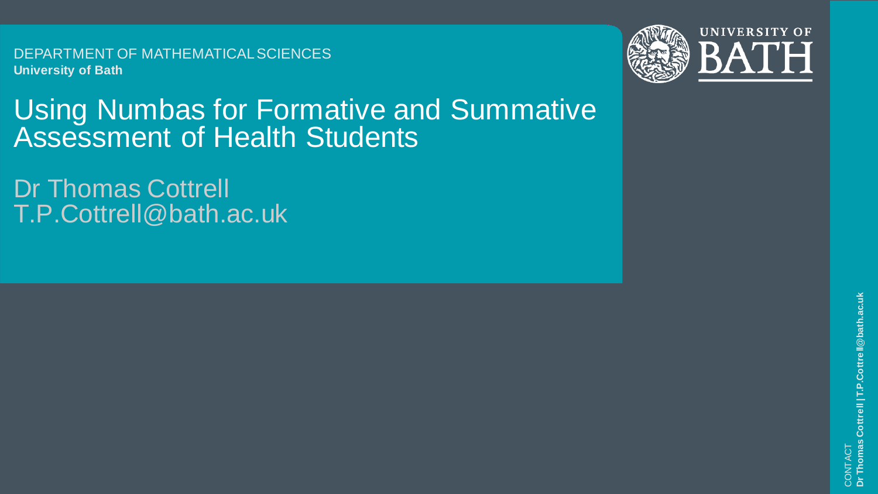DEPARTMENT OF MATHEMATICAL SCIENCES
**University of Bath**

# Using Numbas for Formative and Summative Assessment of Health Students

Dr Thomas Cottrell
T.P.Cottrell@bath.ac.uk

CONTACT
**Dr Thomas Cottrell | T.P.Cottrell@bath.ac.uk**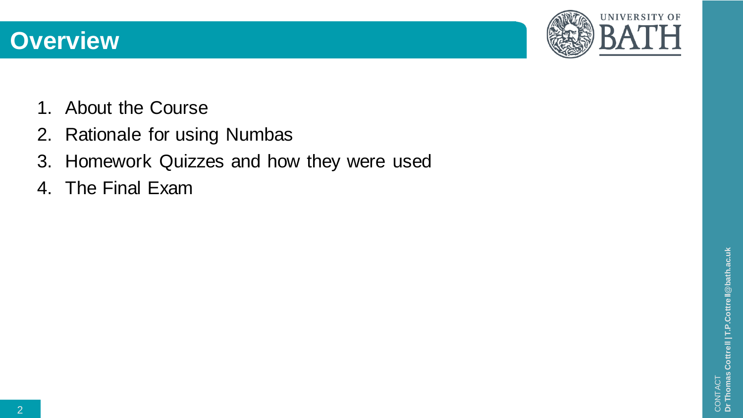# Overview

1. About the Course
2. Rationale for using Numbas
3. Homework Quizzes and how they were used
4. The Final Exam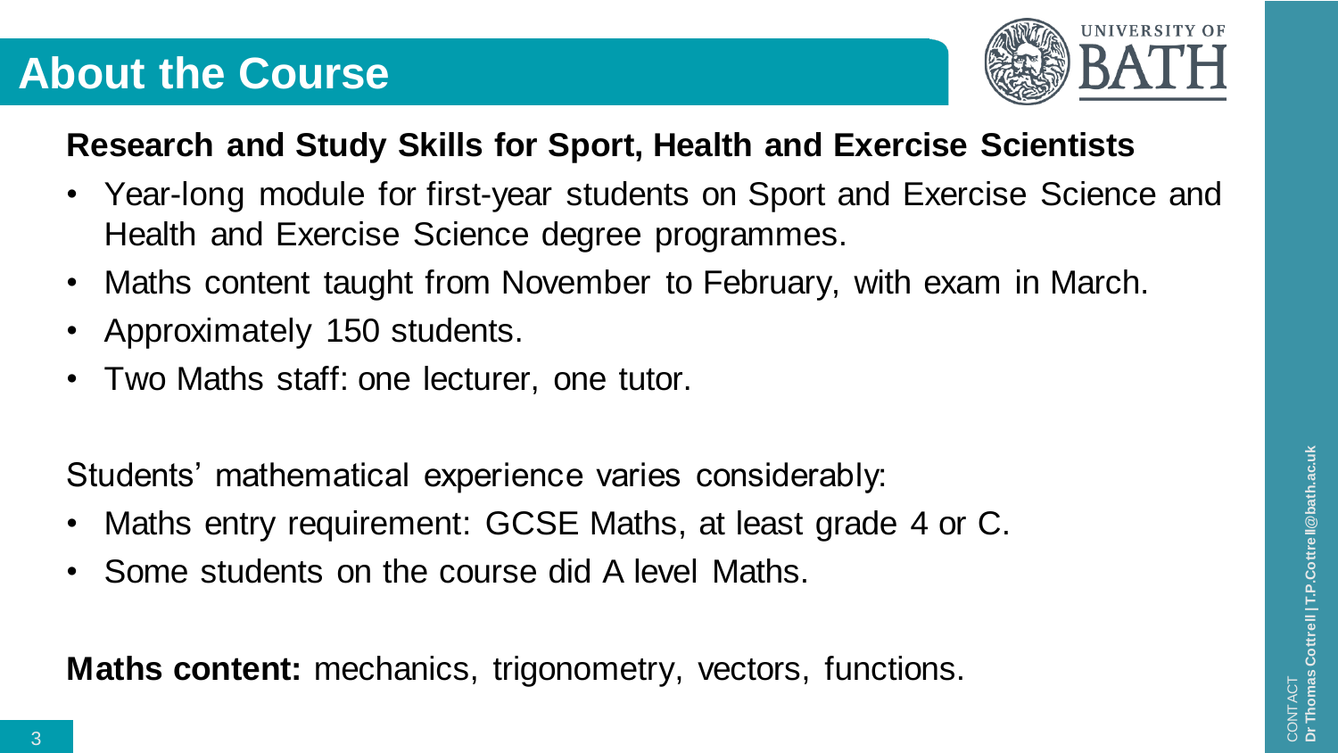# About the Course

**Research and Study Skills for Sport, Health and Exercise Scientists**

- Year-long module for first-year students on Sport and Exercise Science and Health and Exercise Science degree programmes.
- Maths content taught from November to February, with exam in March.
- Approximately 150 students.
- Two Maths staff: one lecturer, one tutor.

Students' mathematical experience varies considerably:

- Maths entry requirement: GCSE Maths, at least grade 4 or C.
- Some students on the course did A level Maths.

**Maths content:** mechanics, trigonometry, vectors, functions.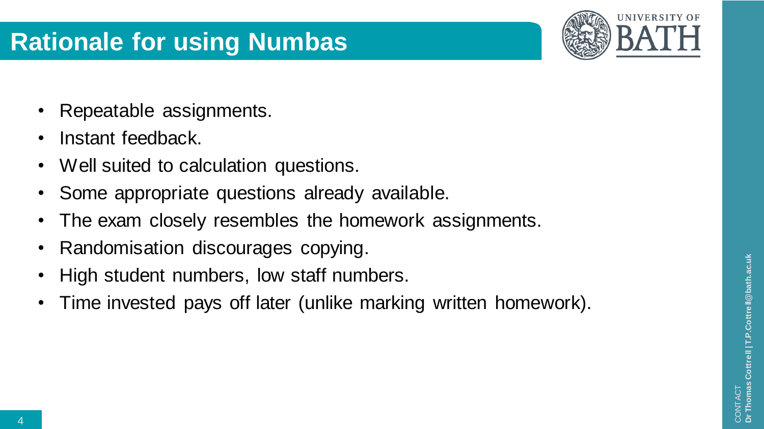# Rationale for using Numbas

- Repeatable assignments.
- Instant feedback.
- Well suited to calculation questions.
- Some appropriate questions already available.
- The exam closely resembles the homework assignments.
- Randomisation discourages copying.
- High student numbers, low staff numbers.
- Time invested pays off later (unlike marking written homework).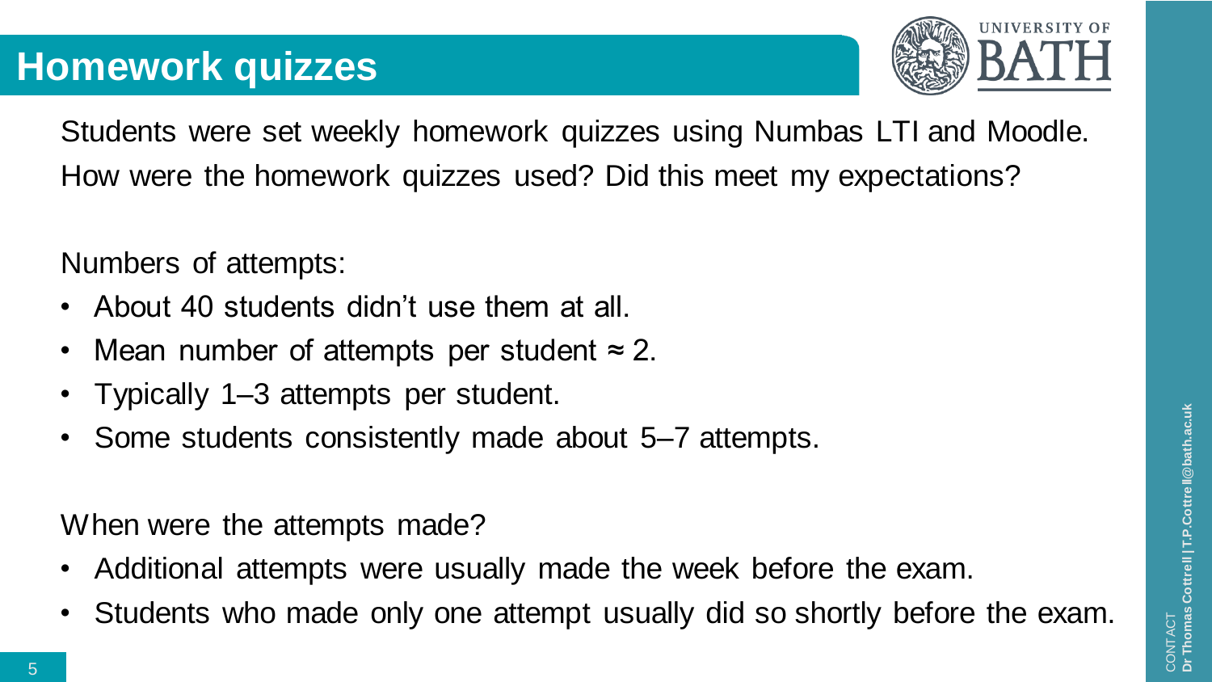# Homework quizzes

Students were set weekly homework quizzes using Numbas LTI and Moodle. How were the homework quizzes used? Did this meet my expectations?

Numbers of attempts:

- About 40 students didn't use them at all.
- Mean number of attempts per student ≈ 2.
- Typically 1–3 attempts per student.
- Some students consistently made about 5–7 attempts.

When were the attempts made?

- Additional attempts were usually made the week before the exam.
- Students who made only one attempt usually did so shortly before the exam.

CONTACT
**Dr Thomas Cottrell | T.P.Cottrell@bath.ac.uk**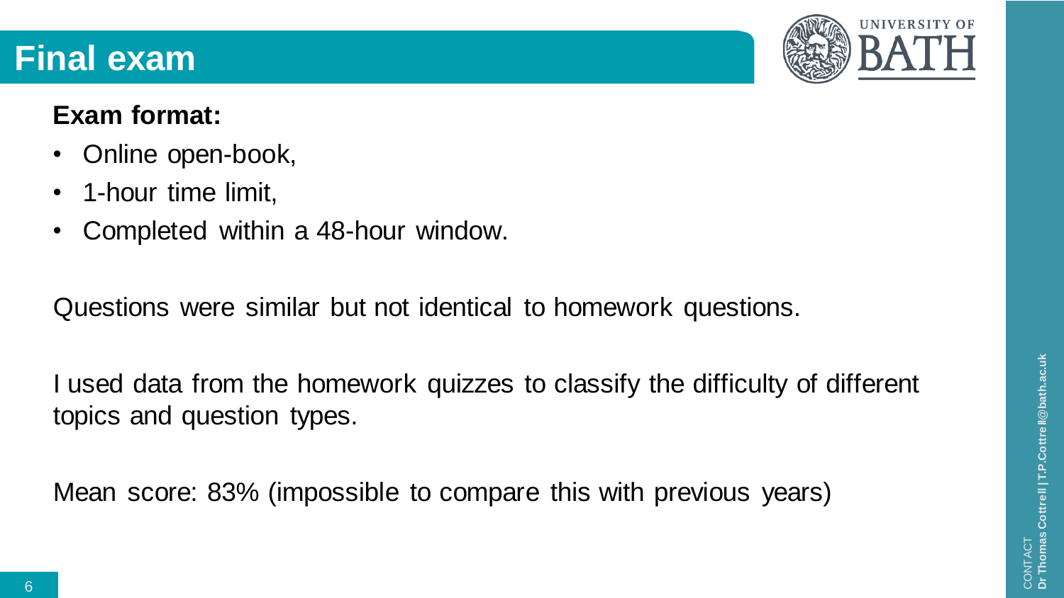# Final exam

**Exam format:**

- Online open-book,
- 1-hour time limit,
- Completed within a 48-hour window.

Questions were similar but not identical to homework questions.

I used data from the homework quizzes to classify the difficulty of different topics and question types.

Mean score: 83% (impossible to compare this with previous years)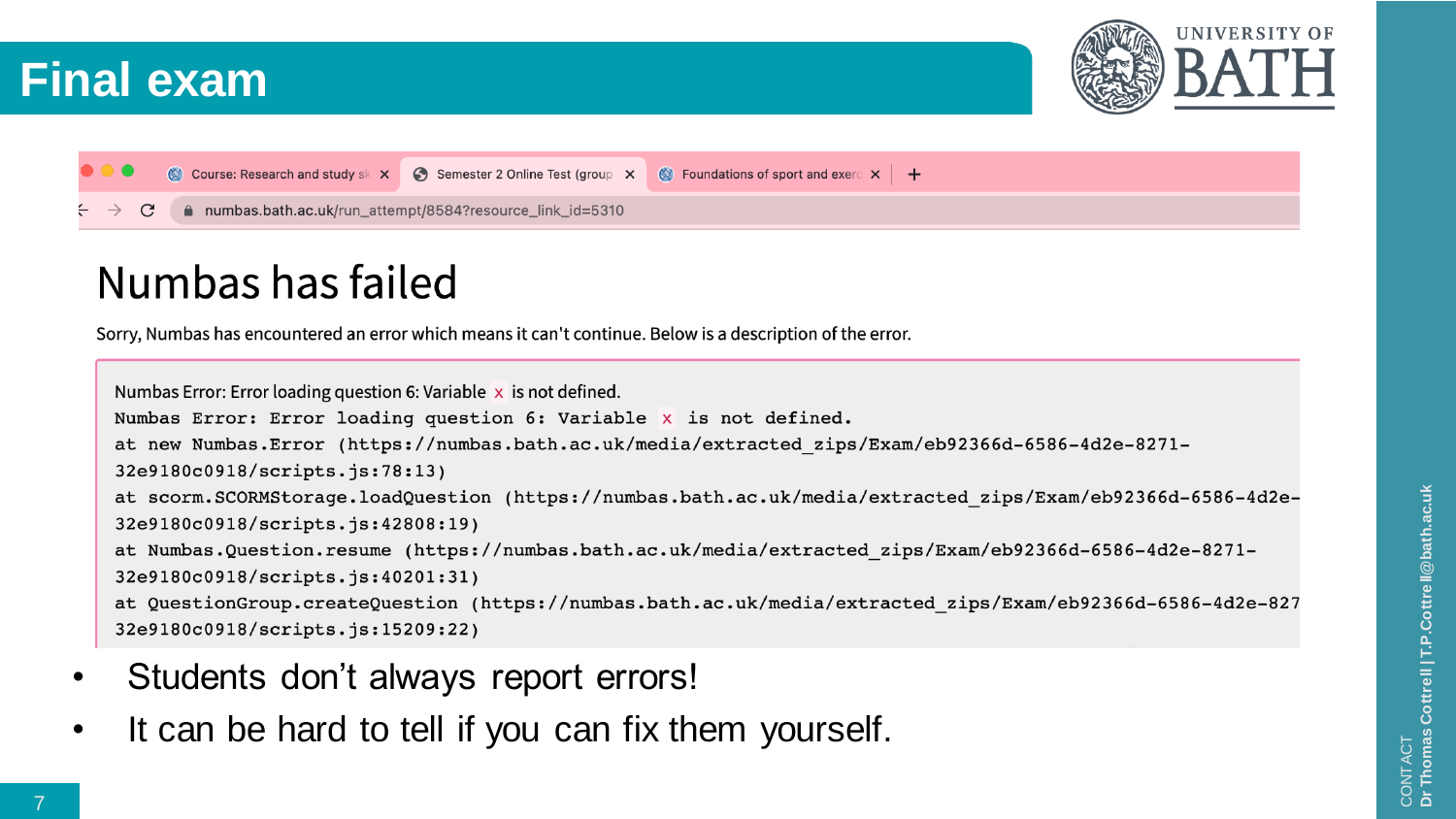# Final exam

Course: Research and study sk × | Semester 2 Online Test (group × | Foundations of sport and exerc ×

numbas.bath.ac.uk/run_attempt/8584?resource_link_id=5310

## Numbas has failed

Sorry, Numbas has encountered an error which means it can't continue. Below is a description of the error.

Numbas Error: Error loading question 6: Variable `x` is not defined.

```
Numbas Error: Error loading question 6: Variable x is not defined.
at new Numbas.Error (https://numbas.bath.ac.uk/media/extracted_zips/Exam/eb92366d-6586-4d2e-8271-32e9180c0918/scripts.js:78:13)
at scorm.SCORMStorage.loadQuestion (https://numbas.bath.ac.uk/media/extracted_zips/Exam/eb92366d-6586-4d2e-32e9180c0918/scripts.js:42808:19)
at Numbas.Question.resume (https://numbas.bath.ac.uk/media/extracted_zips/Exam/eb92366d-6586-4d2e-8271-32e9180c0918/scripts.js:40201:31)
at QuestionGroup.createQuestion (https://numbas.bath.ac.uk/media/extracted_zips/Exam/eb92366d-6586-4d2e-827
32e9180c0918/scripts.js:15209:22)
```

- Students don't always report errors!
- It can be hard to tell if you can fix them yourself.

CONTACT
Dr Thomas Cottrell | T.P.Cottrell@bath.ac.uk